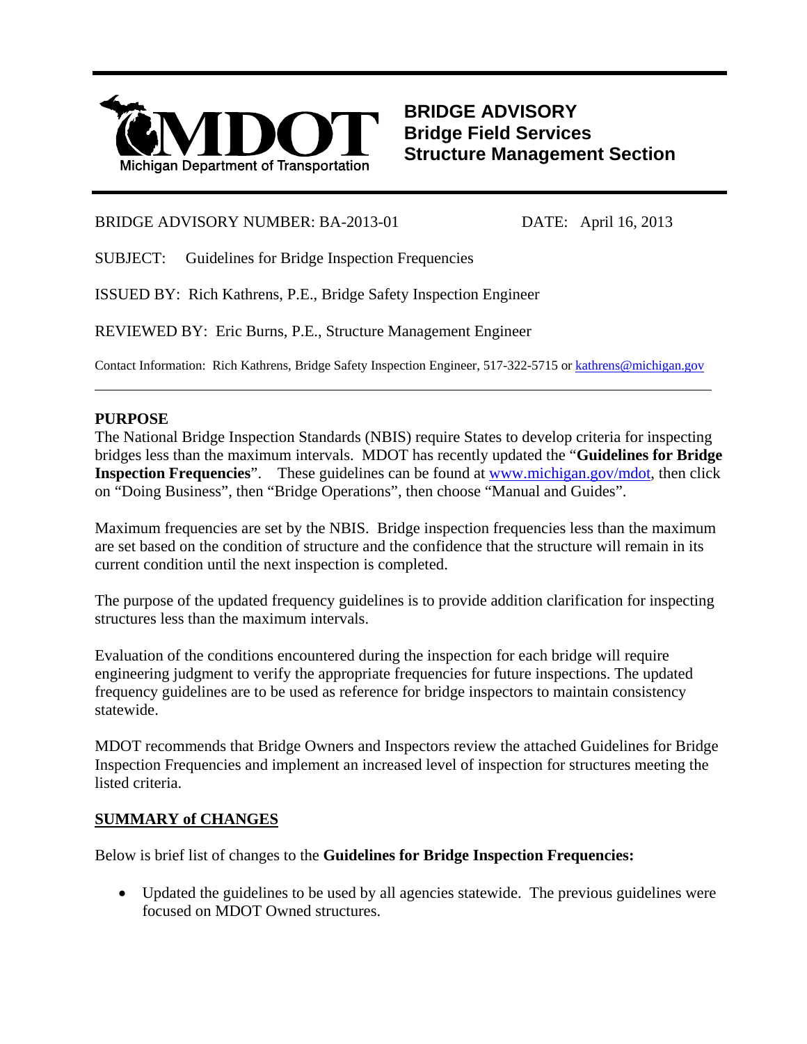**MDOT**
Michigan Department of Transportation

# BRIDGE ADVISORY
## Bridge Field Services
## Structure Management Section

BRIDGE ADVISORY NUMBER: BA-2013-01 DATE: April 16, 2013

SUBJECT: Guidelines for Bridge Inspection Frequencies

ISSUED BY: Rich Kathrens, P.E., Bridge Safety Inspection Engineer

REVIEWED BY: Eric Burns, P.E., Structure Management Engineer

Contact Information: Rich Kathrens, Bridge Safety Inspection Engineer, 517-322-5715 or [kathrens@michigan.gov](mailto:kathrens@michigan.gov)

---

**PURPOSE**

The National Bridge Inspection Standards (NBIS) require States to develop criteria for inspecting bridges less than the maximum intervals. MDOT has recently updated the "**Guidelines for Bridge Inspection Frequencies**". These guidelines can be found at [www.michigan.gov/mdot](http://www.michigan.gov/mdot), then click on "Doing Business", then "Bridge Operations", then choose "Manual and Guides".

Maximum frequencies are set by the NBIS. Bridge inspection frequencies less than the maximum are set based on the condition of structure and the confidence that the structure will remain in its current condition until the next inspection is completed.

The purpose of the updated frequency guidelines is to provide addition clarification for inspecting structures less than the maximum intervals.

Evaluation of the conditions encountered during the inspection for each bridge will require engineering judgment to verify the appropriate frequencies for future inspections. The updated frequency guidelines are to be used as reference for bridge inspectors to maintain consistency statewide.

MDOT recommends that Bridge Owners and Inspectors review the attached Guidelines for Bridge Inspection Frequencies and implement an increased level of inspection for structures meeting the listed criteria.

**SUMMARY of CHANGES**

Below is brief list of changes to the **Guidelines for Bridge Inspection Frequencies:**

- Updated the guidelines to be used by all agencies statewide. The previous guidelines were focused on MDOT Owned structures.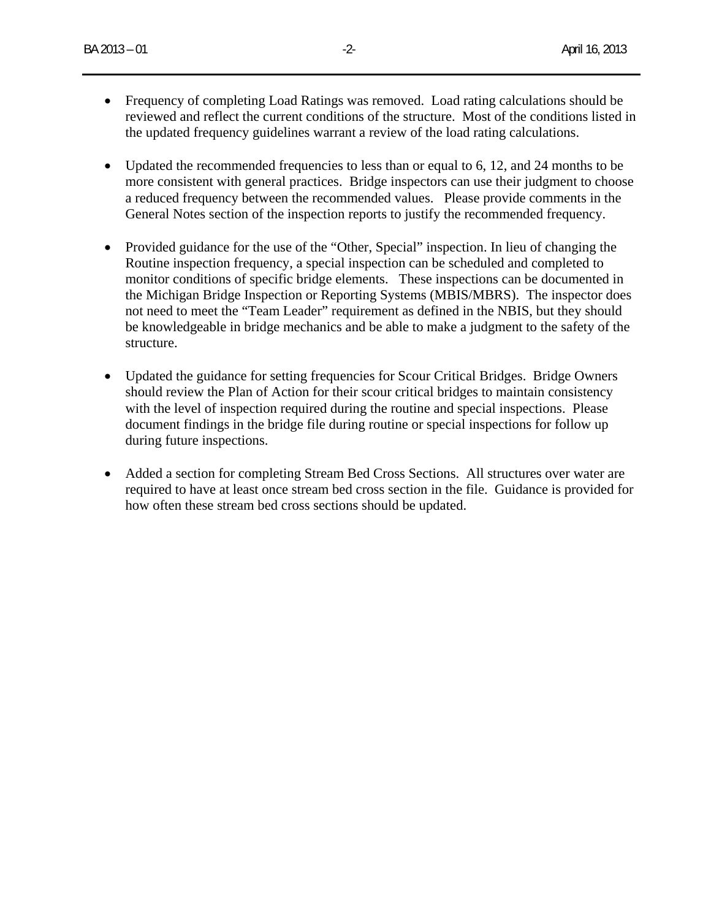- Frequency of completing Load Ratings was removed. Load rating calculations should be reviewed and reflect the current conditions of the structure. Most of the conditions listed in the updated frequency guidelines warrant a review of the load rating calculations.

- Updated the recommended frequencies to less than or equal to 6, 12, and 24 months to be more consistent with general practices. Bridge inspectors can use their judgment to choose a reduced frequency between the recommended values. Please provide comments in the General Notes section of the inspection reports to justify the recommended frequency.

- Provided guidance for the use of the "Other, Special" inspection. In lieu of changing the Routine inspection frequency, a special inspection can be scheduled and completed to monitor conditions of specific bridge elements. These inspections can be documented in the Michigan Bridge Inspection or Reporting Systems (MBIS/MBRS). The inspector does not need to meet the "Team Leader" requirement as defined in the NBIS, but they should be knowledgeable in bridge mechanics and be able to make a judgment to the safety of the structure.

- Updated the guidance for setting frequencies for Scour Critical Bridges. Bridge Owners should review the Plan of Action for their scour critical bridges to maintain consistency with the level of inspection required during the routine and special inspections. Please document findings in the bridge file during routine or special inspections for follow up during future inspections.

- Added a section for completing Stream Bed Cross Sections. All structures over water are required to have at least once stream bed cross section in the file. Guidance is provided for how often these stream bed cross sections should be updated.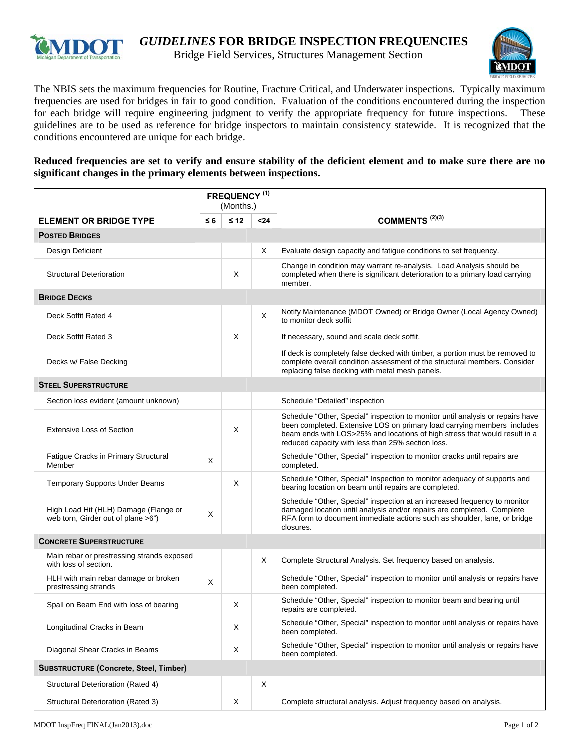# *GUIDELINES* FOR BRIDGE INSPECTION FREQUENCIES

Bridge Field Services, Structures Management Section

The NBIS sets the maximum frequencies for Routine, Fracture Critical, and Underwater inspections. Typically maximum frequencies are used for bridges in fair to good condition. Evaluation of the conditions encountered during the inspection for each bridge will require engineering judgment to verify the appropriate frequency for future inspections. These guidelines are to be used as reference for bridge inspectors to maintain consistency statewide. It is recognized that the conditions encountered are unique for each bridge.

**Reduced frequencies are set to verify and ensure stability of the deficient element and to make sure there are no significant changes in the primary elements between inspections.**

| ELEMENT OR BRIDGE TYPE | FREQUENCY [1] (Months.) | | | COMMENTS [2][3] |
|---|---|---|---|---|
| | ≤ 6 | ≤ 12 | <24 | |
| **POSTED BRIDGES** | | | | |
| Design Deficient | | | X | Evaluate design capacity and fatigue conditions to set frequency. |
| Structural Deterioration | | X | | Change in condition may warrant re-analysis. Load Analysis should be completed when there is significant deterioration to a primary load carrying member. |
| **BRIDGE DECKS** | | | | |
| Deck Soffit Rated 4 | | | X | Notify Maintenance (MDOT Owned) or Bridge Owner (Local Agency Owned) to monitor deck soffit |
| Deck Soffit Rated 3 | | X | | If necessary, sound and scale deck soffit. |
| Decks w/ False Decking | | | | If deck is completely false decked with timber, a portion must be removed to complete overall condition assessment of the structural members. Consider replacing false decking with metal mesh panels. |
| **STEEL SUPERSTRUCTURE** | | | | |
| Section loss evident (amount unknown) | | | | Schedule "Detailed" inspection |
| Extensive Loss of Section | | X | | Schedule "Other, Special" inspection to monitor until analysis or repairs have been completed. Extensive LOS on primary load carrying members includes beam ends with LOS>25% and locations of high stress that would result in a reduced capacity with less than 25% section loss. |
| Fatigue Cracks in Primary Structural Member | X | | | Schedule "Other, Special" inspection to monitor cracks until repairs are completed. |
| Temporary Supports Under Beams | | X | | Schedule "Other, Special" Inspection to monitor adequacy of supports and bearing location on beam until repairs are completed. |
| High Load Hit (HLH) Damage (Flange or web torn, Girder out of plane >6") | X | | | Schedule "Other, Special" inspection at an increased frequency to monitor damaged location until analysis and/or repairs are completed. Complete RFA form to document immediate actions such as shoulder, lane, or bridge closures. |
| **CONCRETE SUPERSTRUCTURE** | | | | |
| Main rebar or prestressing strands exposed with loss of section. | | | X | Complete Structural Analysis. Set frequency based on analysis. |
| HLH with main rebar damage or broken prestressing strands | X | | | Schedule "Other, Special" inspection to monitor until analysis or repairs have been completed. |
| Spall on Beam End with loss of bearing | | X | | Schedule "Other, Special" inspection to monitor beam and bearing until repairs are completed. |
| Longitudinal Cracks in Beam | | X | | Schedule "Other, Special" inspection to monitor until analysis or repairs have been completed. |
| Diagonal Shear Cracks in Beams | | X | | Schedule "Other, Special" inspection to monitor until analysis or repairs have been completed. |
| **SUBSTRUCTURE (Concrete, Steel, Timber)** | | | | |
| Structural Deterioration (Rated 4) | | | X | |
| Structural Deterioration (Rated 3) | | X | | Complete structural analysis. Adjust frequency based on analysis. |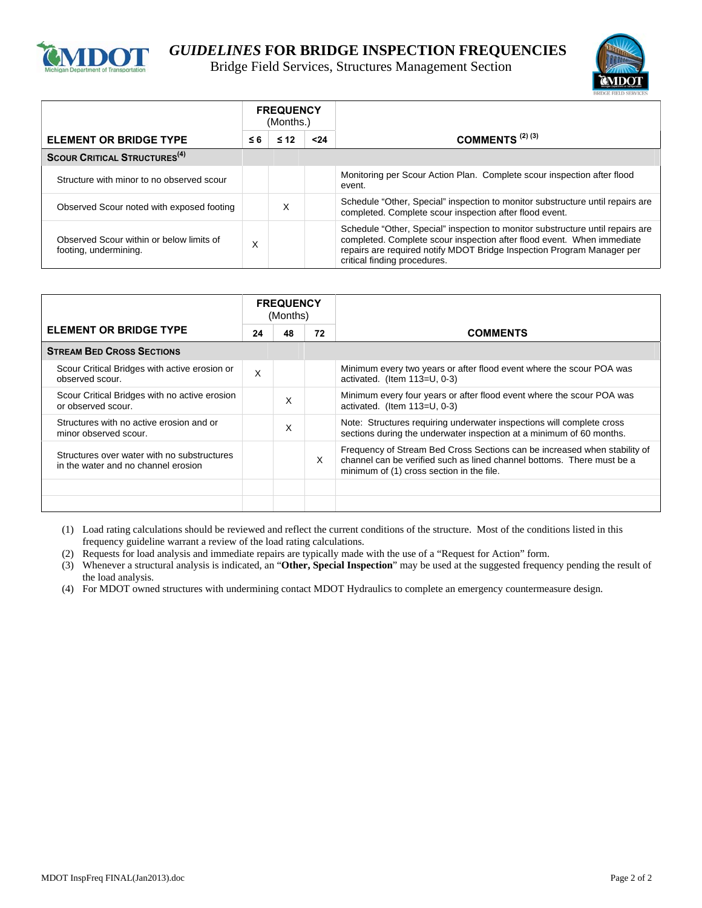# *GUIDELINES* FOR BRIDGE INSPECTION FREQUENCIES

Bridge Field Services, Structures Management Section

| ELEMENT OR BRIDGE TYPE | FREQUENCY (Months.) | | | COMMENTS [(2) (3)] |
|---|---|---|---|---|
| | ≤ 6 | ≤ 12 | <24 | |
| **SCOUR CRITICAL STRUCTURES**[(4)] | | | | |
| Structure with minor to no observed scour | | | | Monitoring per Scour Action Plan. Complete scour inspection after flood event. |
| Observed Scour noted with exposed footing | | X | | Schedule "Other, Special" inspection to monitor substructure until repairs are completed. Complete scour inspection after flood event. |
| Observed Scour within or below limits of footing, undermining. | X | | | Schedule "Other, Special" inspection to monitor substructure until repairs are completed. Complete scour inspection after flood event. When immediate repairs are required notify MDOT Bridge Inspection Program Manager per critical finding procedures. |

| ELEMENT OR BRIDGE TYPE | FREQUENCY (Months) | | | COMMENTS |
|---|---|---|---|---|
| | 24 | 48 | 72 | |
| **STREAM BED CROSS SECTIONS** | | | | |
| Scour Critical Bridges with active erosion or observed scour. | X | | | Minimum every two years or after flood event where the scour POA was activated. (Item 113=U, 0-3) |
| Scour Critical Bridges with no active erosion or observed scour. | | X | | Minimum every four years or after flood event where the scour POA was activated. (Item 113=U, 0-3) |
| Structures with no active erosion and or minor observed scour. | | X | | Note: Structures requiring underwater inspections will complete cross sections during the underwater inspection at a minimum of 60 months. |
| Structures over water with no substructures in the water and no channel erosion | | | X | Frequency of Stream Bed Cross Sections can be increased when stability of channel can be verified such as lined channel bottoms. There must be a minimum of (1) cross section in the file. |
| | | | | |
| | | | | |

(1) Load rating calculations should be reviewed and reflect the current conditions of the structure. Most of the conditions listed in this frequency guideline warrant a review of the load rating calculations.

(2) Requests for load analysis and immediate repairs are typically made with the use of a "Request for Action" form.

(3) Whenever a structural analysis is indicated, an "**Other, Special Inspection**" may be used at the suggested frequency pending the result of the load analysis.

(4) For MDOT owned structures with undermining contact MDOT Hydraulics to complete an emergency countermeasure design.